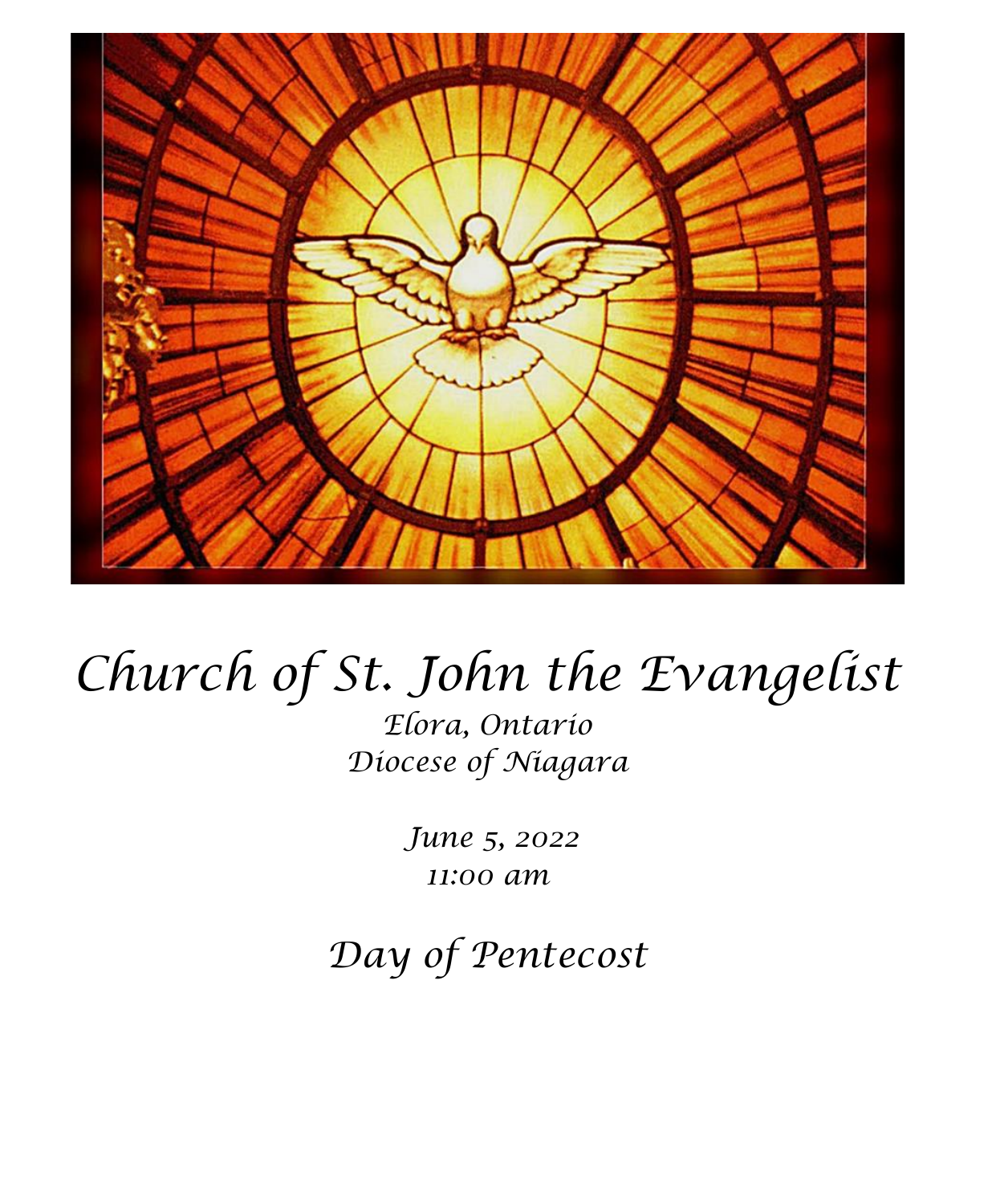# Church of St. John the Evangelist

*Elora, Ontario*
*Diocese of Niagara*

*June 5, 2022*
*11:00 am*

## Day of Pentecost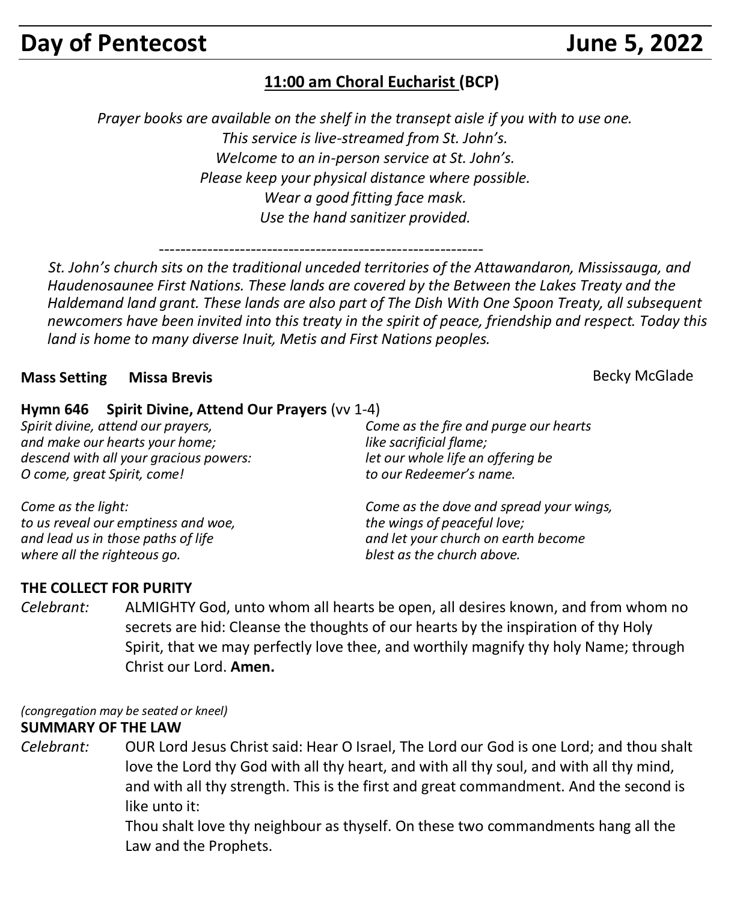# Day of Pentecost June 5, 2022

## 11:00 am Choral Eucharist (BCP)

*Prayer books are available on the shelf in the transept aisle if you with to use one.*
*This service is live-streamed from St. John's.*
*Welcome to an in-person service at St. John's.*
*Please keep your physical distance where possible.*
*Wear a good fitting face mask.*
*Use the hand sanitizer provided.*

------------------------------------------------------------

*St. John's church sits on the traditional unceded territories of the Attawandaron, Mississauga, and Haudenosaunee First Nations. These lands are covered by the Between the Lakes Treaty and the Haldemand land grant. These lands are also part of The Dish With One Spoon Treaty, all subsequent newcomers have been invited into this treaty in the spirit of peace, friendship and respect. Today this land is home to many diverse Inuit, Metis and First Nations peoples.*

**Mass Setting Missa Brevis** Becky McGlade

**Hymn 646 Spirit Divine, Attend Our Prayers** (vv 1-4)

*Spirit divine, attend our prayers,*
*and make our hearts your home;*
*descend with all your gracious powers:*
*O come, great Spirit, come!*

*Come as the light:*
*to us reveal our emptiness and woe,*
*and lead us in those paths of life*
*where all the righteous go.*

*Come as the fire and purge our hearts*
*like sacrificial flame;*
*let our whole life an offering be*
*to our Redeemer's name.*

*Come as the dove and spread your wings,*
*the wings of peaceful love;*
*and let your church on earth become*
*blest as the church above.*

**THE COLLECT FOR PURITY**

*Celebrant:* ALMIGHTY God, unto whom all hearts be open, all desires known, and from whom no secrets are hid: Cleanse the thoughts of our hearts by the inspiration of thy Holy Spirit, that we may perfectly love thee, and worthily magnify thy holy Name; through Christ our Lord. **Amen.**

*(congregation may be seated or kneel)*

**SUMMARY OF THE LAW**

*Celebrant:* OUR Lord Jesus Christ said: Hear O Israel, The Lord our God is one Lord; and thou shalt love the Lord thy God with all thy heart, and with all thy soul, and with all thy mind, and with all thy strength. This is the first and great commandment. And the second is like unto it:

Thou shalt love thy neighbour as thyself. On these two commandments hang all the Law and the Prophets.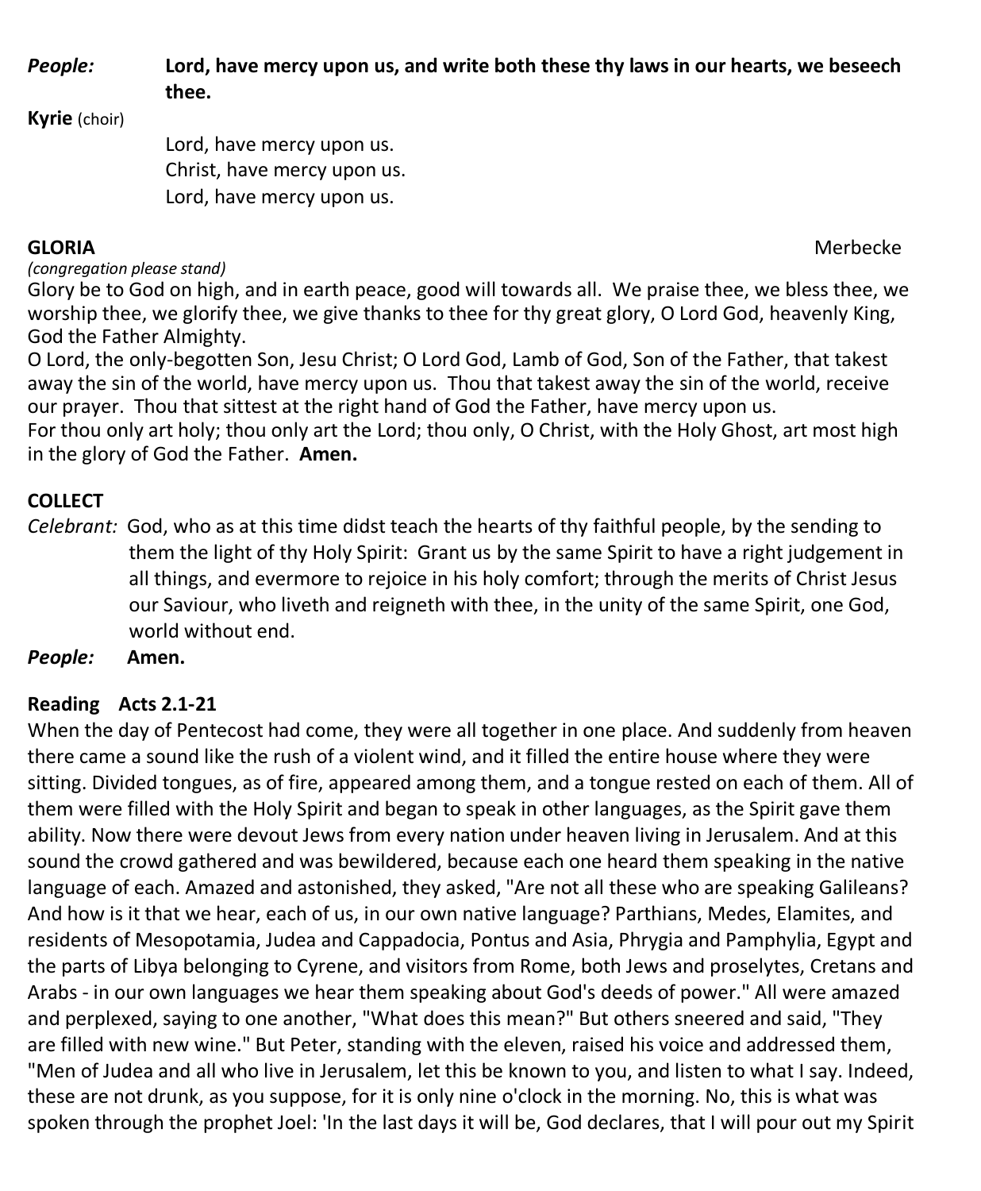*People:* **Lord, have mercy upon us, and write both these thy laws in our hearts, we beseech thee.**

**Kyrie** (choir)

Lord, have mercy upon us.
Christ, have mercy upon us.
Lord, have mercy upon us.

**GLORIA** Merbecke

*(congregation please stand)*

Glory be to God on high, and in earth peace, good will towards all. We praise thee, we bless thee, we worship thee, we glorify thee, we give thanks to thee for thy great glory, O Lord God, heavenly King, God the Father Almighty.
O Lord, the only-begotten Son, Jesu Christ; O Lord God, Lamb of God, Son of the Father, that takest away the sin of the world, have mercy upon us. Thou that takest away the sin of the world, receive our prayer. Thou that sittest at the right hand of God the Father, have mercy upon us.
For thou only art holy; thou only art the Lord; thou only, O Christ, with the Holy Ghost, art most high in the glory of God the Father. **Amen.**

**COLLECT**

*Celebrant:* God, who as at this time didst teach the hearts of thy faithful people, by the sending to them the light of thy Holy Spirit: Grant us by the same Spirit to have a right judgement in all things, and evermore to rejoice in his holy comfort; through the merits of Christ Jesus our Saviour, who liveth and reigneth with thee, in the unity of the same Spirit, one God, world without end.

*People:* **Amen.**

**Reading Acts 2.1-21**

When the day of Pentecost had come, they were all together in one place. And suddenly from heaven there came a sound like the rush of a violent wind, and it filled the entire house where they were sitting. Divided tongues, as of fire, appeared among them, and a tongue rested on each of them. All of them were filled with the Holy Spirit and began to speak in other languages, as the Spirit gave them ability. Now there were devout Jews from every nation under heaven living in Jerusalem. And at this sound the crowd gathered and was bewildered, because each one heard them speaking in the native language of each. Amazed and astonished, they asked, "Are not all these who are speaking Galileans? And how is it that we hear, each of us, in our own native language? Parthians, Medes, Elamites, and residents of Mesopotamia, Judea and Cappadocia, Pontus and Asia, Phrygia and Pamphylia, Egypt and the parts of Libya belonging to Cyrene, and visitors from Rome, both Jews and proselytes, Cretans and Arabs - in our own languages we hear them speaking about God's deeds of power." All were amazed and perplexed, saying to one another, "What does this mean?" But others sneered and said, "They are filled with new wine." But Peter, standing with the eleven, raised his voice and addressed them, "Men of Judea and all who live in Jerusalem, let this be known to you, and listen to what I say. Indeed, these are not drunk, as you suppose, for it is only nine o'clock in the morning. No, this is what was spoken through the prophet Joel: 'In the last days it will be, God declares, that I will pour out my Spirit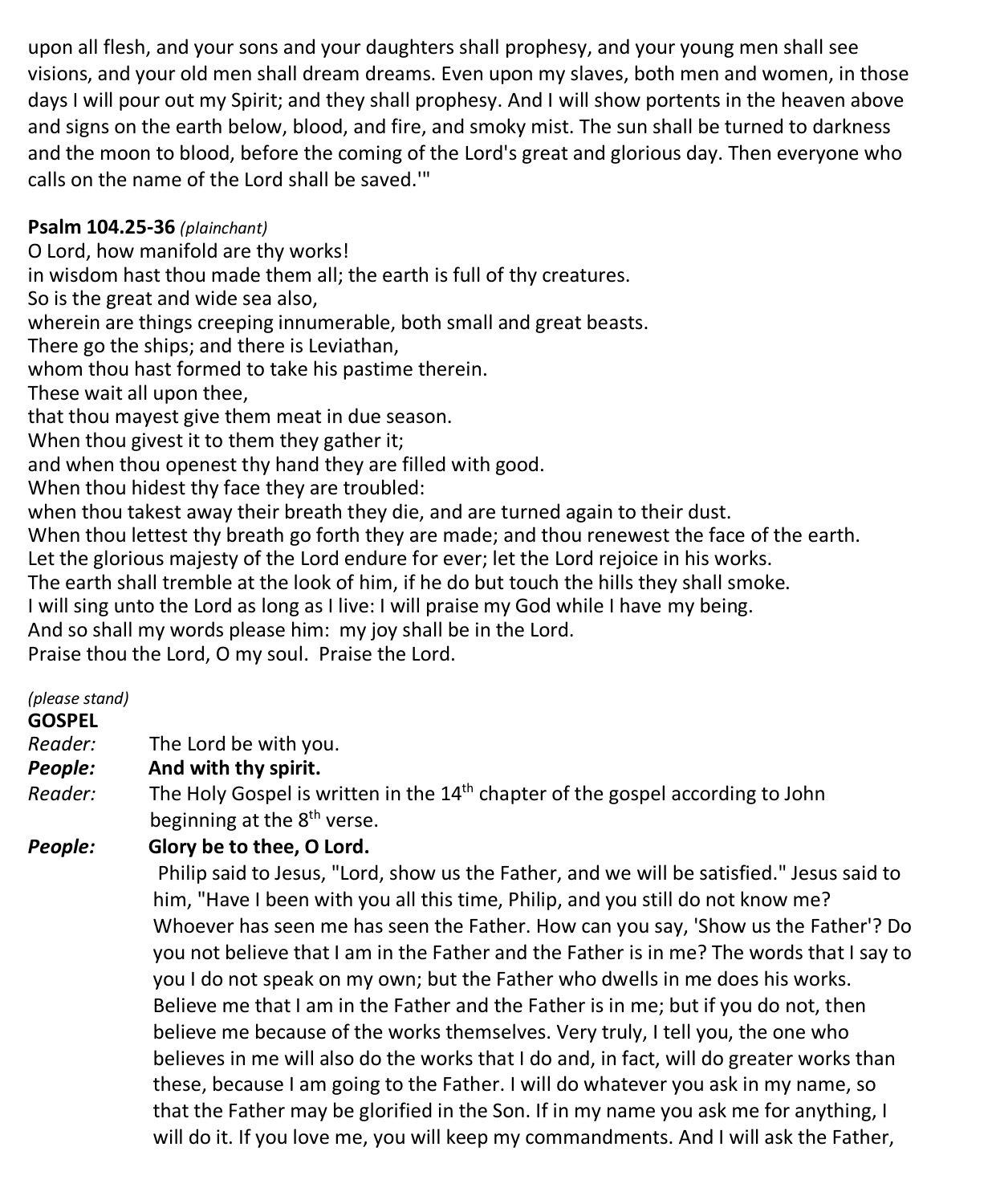upon all flesh, and your sons and your daughters shall prophesy, and your young men shall see visions, and your old men shall dream dreams. Even upon my slaves, both men and women, in those days I will pour out my Spirit; and they shall prophesy. And I will show portents in the heaven above and signs on the earth below, blood, and fire, and smoky mist. The sun shall be turned to darkness and the moon to blood, before the coming of the Lord's great and glorious day. Then everyone who calls on the name of the Lord shall be saved.'"

**Psalm 104.25-36** *(plainchant)*

O Lord, how manifold are thy works!  
in wisdom hast thou made them all; the earth is full of thy creatures.  
So is the great and wide sea also,  
wherein are things creeping innumerable, both small and great beasts.  
There go the ships; and there is Leviathan,  
whom thou hast formed to take his pastime therein.  
These wait all upon thee,  
that thou mayest give them meat in due season.  
When thou givest it to them they gather it;  
and when thou openest thy hand they are filled with good.  
When thou hidest thy face they are troubled:  
when thou takest away their breath they die, and are turned again to their dust.  
When thou lettest thy breath go forth they are made; and thou renewest the face of the earth.  
Let the glorious majesty of the Lord endure for ever; let the Lord rejoice in his works.  
The earth shall tremble at the look of him, if he do but touch the hills they shall smoke.  
I will sing unto the Lord as long as I live: I will praise my God while I have my being.  
And so shall my words please him: my joy shall be in the Lord.  
Praise thou the Lord, O my soul. Praise the Lord.

*(please stand)*

**GOSPEL**

*Reader:* The Lord be with you.

***People:*** **And with thy spirit.**

*Reader:* The Holy Gospel is written in the 14th chapter of the gospel according to John beginning at the 8th verse.

***People:*** **Glory be to thee, O Lord.**

Philip said to Jesus, "Lord, show us the Father, and we will be satisfied." Jesus said to him, "Have I been with you all this time, Philip, and you still do not know me? Whoever has seen me has seen the Father. How can you say, 'Show us the Father'? Do you not believe that I am in the Father and the Father is in me? The words that I say to you I do not speak on my own; but the Father who dwells in me does his works. Believe me that I am in the Father and the Father is in me; but if you do not, then believe me because of the works themselves. Very truly, I tell you, the one who believes in me will also do the works that I do and, in fact, will do greater works than these, because I am going to the Father. I will do whatever you ask in my name, so that the Father may be glorified in the Son. If in my name you ask me for anything, I will do it. If you love me, you will keep my commandments. And I will ask the Father,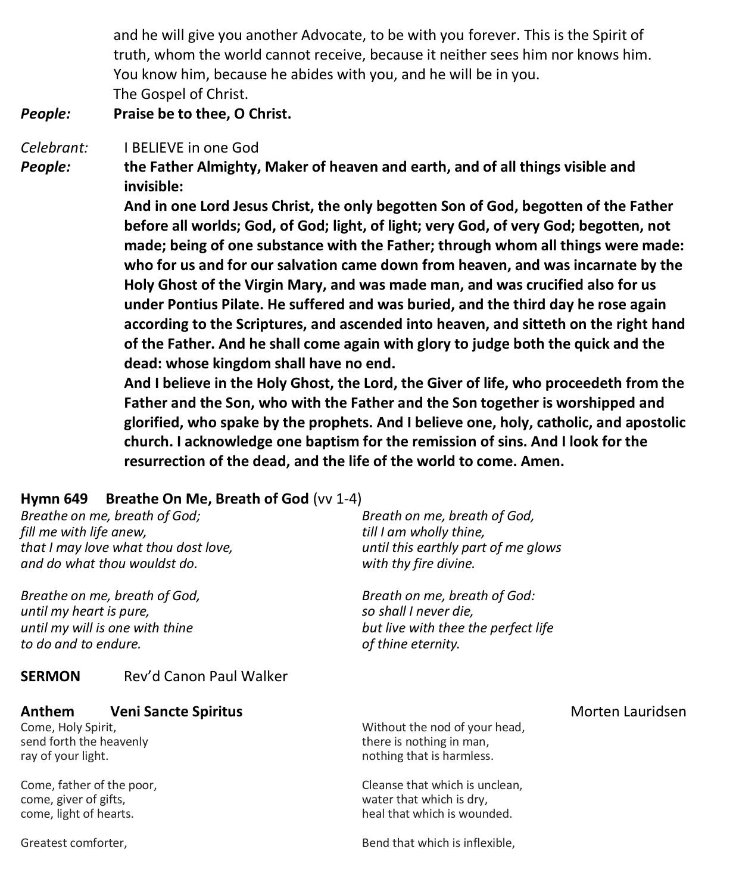and he will give you another Advocate, to be with you forever. This is the Spirit of truth, whom the world cannot receive, because it neither sees him nor knows him. You know him, because he abides with you, and he will be in you.
The Gospel of Christ.

***People:*** **Praise be to thee, O Christ.**

*Celebrant:* I BELIEVE in one God

***People:*** **the Father Almighty, Maker of heaven and earth, and of all things visible and invisible:**
**And in one Lord Jesus Christ, the only begotten Son of God, begotten of the Father before all worlds; God, of God; light, of light; very God, of very God; begotten, not made; being of one substance with the Father; through whom all things were made: who for us and for our salvation came down from heaven, and was incarnate by the Holy Ghost of the Virgin Mary, and was made man, and was crucified also for us under Pontius Pilate. He suffered and was buried, and the third day he rose again according to the Scriptures, and ascended into heaven, and sitteth on the right hand of the Father. And he shall come again with glory to judge both the quick and the dead: whose kingdom shall have no end.**
**And I believe in the Holy Ghost, the Lord, the Giver of life, who proceedeth from the Father and the Son, who with the Father and the Son together is worshipped and glorified, who spake by the prophets. And I believe one, holy, catholic, and apostolic church. I acknowledge one baptism for the remission of sins. And I look for the resurrection of the dead, and the life of the world to come. Amen.**

**Hymn 649 Breathe On Me, Breath of God** (vv 1-4)

*Breathe on me, breath of God;*
*fill me with life anew,*
*that I may love what thou dost love,*
*and do what thou wouldst do.*

*Breathe on me, breath of God,*
*until my heart is pure,*
*until my will is one with thine*
*to do and to endure.*

*Breath on me, breath of God,*
*till I am wholly thine,*
*until this earthly part of me glows*
*with thy fire divine.*

*Breath on me, breath of God:*
*so shall I never die,*
*but live with thee the perfect life*
*of thine eternity.*

**SERMON** Rev'd Canon Paul Walker

**Anthem Veni Sancte Spiritus** Morten Lauridsen

Come, Holy Spirit,
send forth the heavenly
ray of your light.

Come, father of the poor,
come, giver of gifts,
come, light of hearts.

Greatest comforter,

Without the nod of your head,
there is nothing in man,
nothing that is harmless.

Cleanse that which is unclean,
water that which is dry,
heal that which is wounded.

Bend that which is inflexible,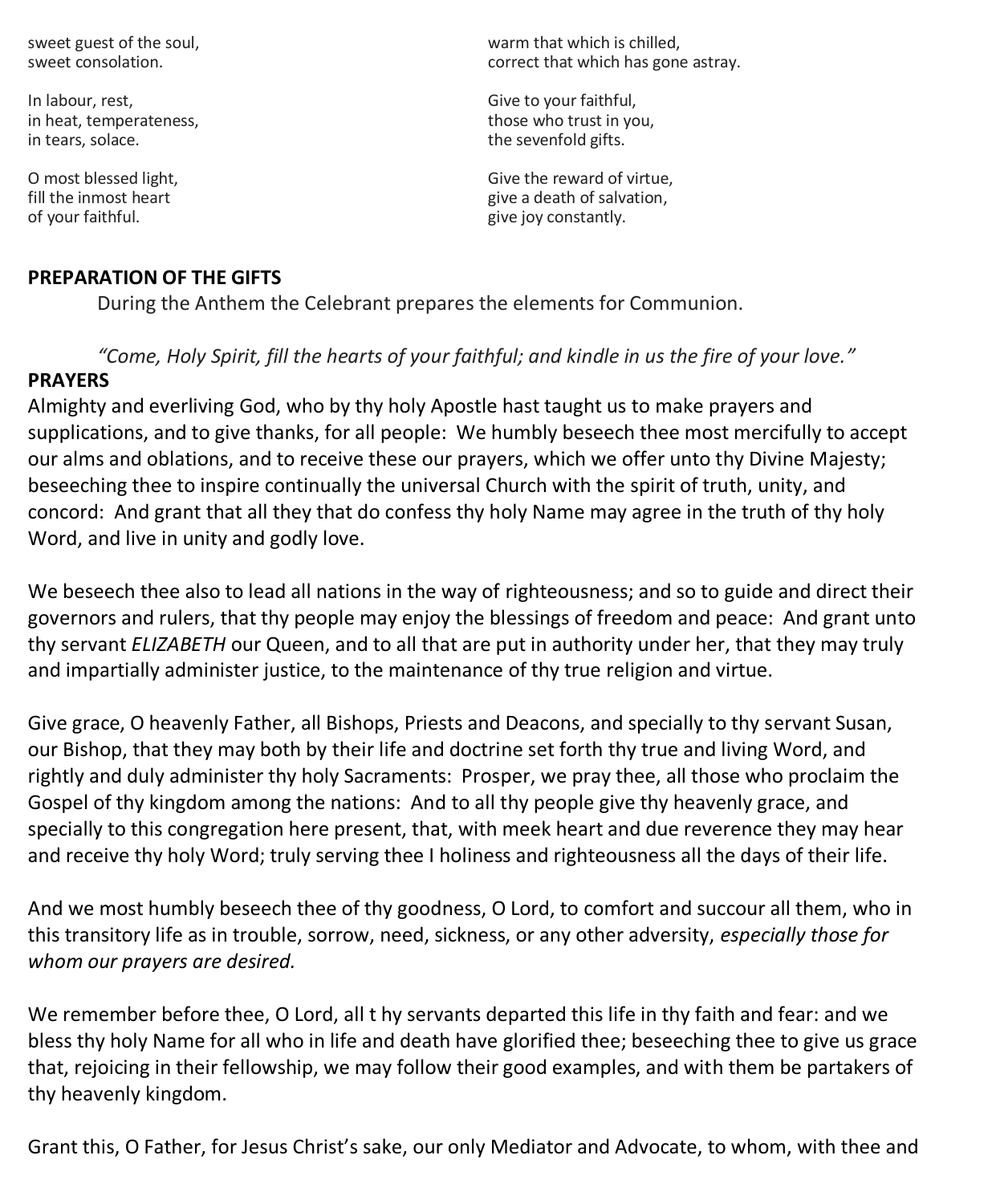sweet guest of the soul,
sweet consolation.

In labour, rest,
in heat, temperateness,
in tears, solace.

O most blessed light,
fill the inmost heart
of your faithful.

warm that which is chilled,
correct that which has gone astray.

Give to your faithful,
those who trust in you,
the sevenfold gifts.

Give the reward of virtue,
give a death of salvation,
give joy constantly.

**PREPARATION OF THE GIFTS**

During the Anthem the Celebrant prepares the elements for Communion.

*"Come, Holy Spirit, fill the hearts of your faithful; and kindle in us the fire of your love."*

**PRAYERS**

Almighty and everliving God, who by thy holy Apostle hast taught us to make prayers and supplications, and to give thanks, for all people: We humbly beseech thee most mercifully to accept our alms and oblations, and to receive these our prayers, which we offer unto thy Divine Majesty; beseeching thee to inspire continually the universal Church with the spirit of truth, unity, and concord: And grant that all they that do confess thy holy Name may agree in the truth of thy holy Word, and live in unity and godly love.

We beseech thee also to lead all nations in the way of righteousness; and so to guide and direct their governors and rulers, that thy people may enjoy the blessings of freedom and peace: And grant unto thy servant *ELIZABETH* our Queen, and to all that are put in authority under her, that they may truly and impartially administer justice, to the maintenance of thy true religion and virtue.

Give grace, O heavenly Father, all Bishops, Priests and Deacons, and specially to thy servant Susan, our Bishop, that they may both by their life and doctrine set forth thy true and living Word, and rightly and duly administer thy holy Sacraments: Prosper, we pray thee, all those who proclaim the Gospel of thy kingdom among the nations: And to all thy people give thy heavenly grace, and specially to this congregation here present, that, with meek heart and due reverence they may hear and receive thy holy Word; truly serving thee I holiness and righteousness all the days of their life.

And we most humbly beseech thee of thy goodness, O Lord, to comfort and succour all them, who in this transitory life as in trouble, sorrow, need, sickness, or any other adversity, *especially those for whom our prayers are desired.*

We remember before thee, O Lord, all t hy servants departed this life in thy faith and fear: and we bless thy holy Name for all who in life and death have glorified thee; beseeching thee to give us grace that, rejoicing in their fellowship, we may follow their good examples, and with them be partakers of thy heavenly kingdom.

Grant this, O Father, for Jesus Christ's sake, our only Mediator and Advocate, to whom, with thee and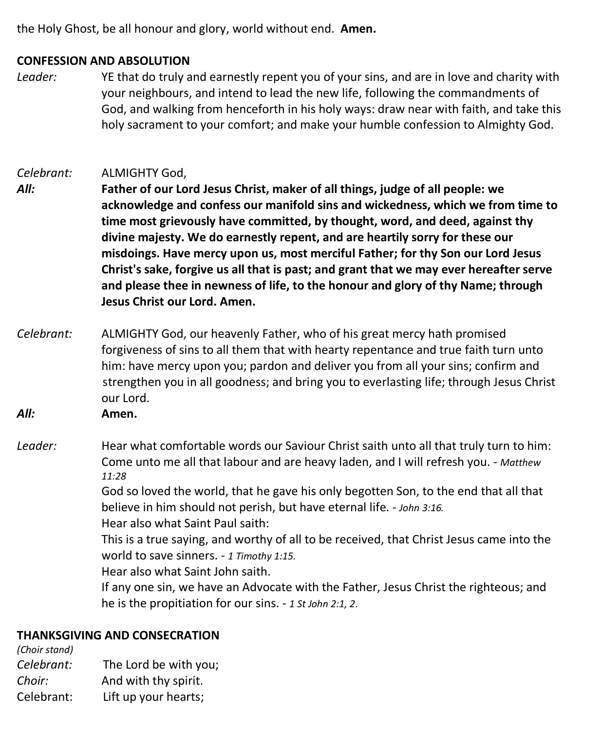the Holy Ghost, be all honour and glory, world without end. **Amen.**

## CONFESSION AND ABSOLUTION

*Leader:* YE that do truly and earnestly repent you of your sins, and are in love and charity with your neighbours, and intend to lead the new life, following the commandments of God, and walking from henceforth in his holy ways: draw near with faith, and take this holy sacrament to your comfort; and make your humble confession to Almighty God.

*Celebrant:* ALMIGHTY God,

***All:*** **Father of our Lord Jesus Christ, maker of all things, judge of all people: we acknowledge and confess our manifold sins and wickedness, which we from time to time most grievously have committed, by thought, word, and deed, against thy divine majesty. We do earnestly repent, and are heartily sorry for these our misdoings. Have mercy upon us, most merciful Father; for thy Son our Lord Jesus Christ's sake, forgive us all that is past; and grant that we may ever hereafter serve and please thee in newness of life, to the honour and glory of thy Name; through Jesus Christ our Lord. Amen.**

*Celebrant:* ALMIGHTY God, our heavenly Father, who of his great mercy hath promised forgiveness of sins to all them that with hearty repentance and true faith turn unto him: have mercy upon you; pardon and deliver you from all your sins; confirm and strengthen you in all goodness; and bring you to everlasting life; through Jesus Christ our Lord.

***All:*** **Amen.**

*Leader:* Hear what comfortable words our Saviour Christ saith unto all that truly turn to him:
Come unto me all that labour and are heavy laden, and I will refresh you. - *Matthew 11:28*
God so loved the world, that he gave his only begotten Son, to the end that all that believe in him should not perish, but have eternal life. - *John 3:16.*
Hear also what Saint Paul saith:
This is a true saying, and worthy of all to be received, that Christ Jesus came into the world to save sinners. - *1 Timothy 1:15.*
Hear also what Saint John saith.
If any one sin, we have an Advocate with the Father, Jesus Christ the righteous; and he is the propitiation for our sins. - *1 St John 2:1, 2.*

## THANKSGIVING AND CONSECRATION

*(Choir stand)*

*Celebrant:* The Lord be with you;
*Choir:* And with thy spirit.
Celebrant: Lift up your hearts;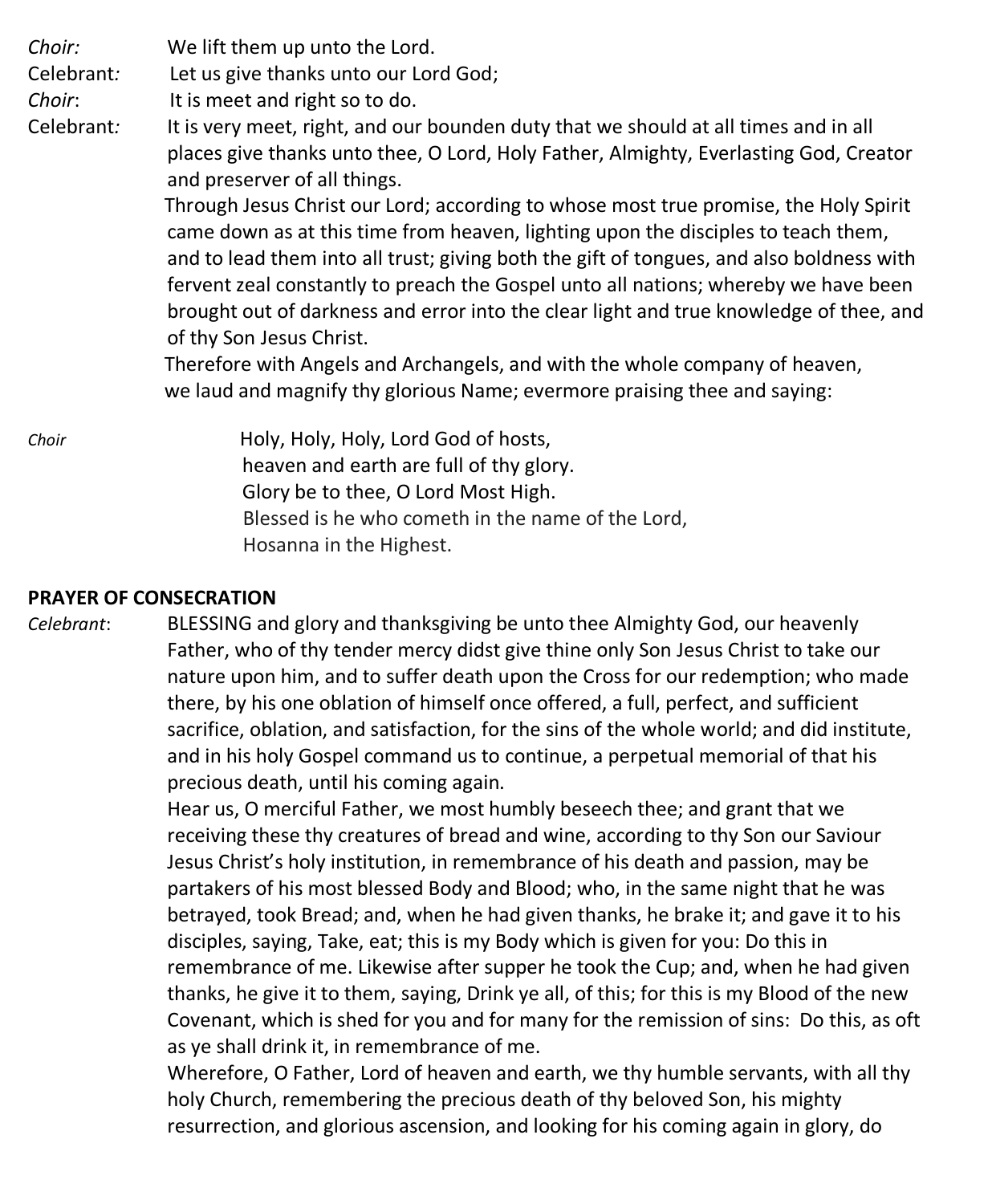*Choir:* We lift them up unto the Lord.
Celebrant*:* Let us give thanks unto our Lord God;
*Choir*: It is meet and right so to do.
Celebrant*:* It is very meet, right, and our bounden duty that we should at all times and in all places give thanks unto thee, O Lord, Holy Father, Almighty, Everlasting God, Creator and preserver of all things.

Through Jesus Christ our Lord; according to whose most true promise, the Holy Spirit came down as at this time from heaven, lighting upon the disciples to teach them, and to lead them into all trust; giving both the gift of tongues, and also boldness with fervent zeal constantly to preach the Gospel unto all nations; whereby we have been brought out of darkness and error into the clear light and true knowledge of thee, and of thy Son Jesus Christ.

Therefore with Angels and Archangels, and with the whole company of heaven, we laud and magnify thy glorious Name; evermore praising thee and saying:

*Choir*
Holy, Holy, Holy, Lord God of hosts,
heaven and earth are full of thy glory.
Glory be to thee, O Lord Most High.
Blessed is he who cometh in the name of the Lord,
Hosanna in the Highest.

**PRAYER OF CONSECRATION**

*Celebrant*: BLESSING and glory and thanksgiving be unto thee Almighty God, our heavenly Father, who of thy tender mercy didst give thine only Son Jesus Christ to take our nature upon him, and to suffer death upon the Cross for our redemption; who made there, by his one oblation of himself once offered, a full, perfect, and sufficient sacrifice, oblation, and satisfaction, for the sins of the whole world; and did institute, and in his holy Gospel command us to continue, a perpetual memorial of that his precious death, until his coming again.

Hear us, O merciful Father, we most humbly beseech thee; and grant that we receiving these thy creatures of bread and wine, according to thy Son our Saviour Jesus Christ's holy institution, in remembrance of his death and passion, may be partakers of his most blessed Body and Blood; who, in the same night that he was betrayed, took Bread; and, when he had given thanks, he brake it; and gave it to his disciples, saying, Take, eat; this is my Body which is given for you: Do this in remembrance of me. Likewise after supper he took the Cup; and, when he had given thanks, he give it to them, saying, Drink ye all, of this; for this is my Blood of the new Covenant, which is shed for you and for many for the remission of sins: Do this, as oft as ye shall drink it, in remembrance of me.

Wherefore, O Father, Lord of heaven and earth, we thy humble servants, with all thy holy Church, remembering the precious death of thy beloved Son, his mighty resurrection, and glorious ascension, and looking for his coming again in glory, do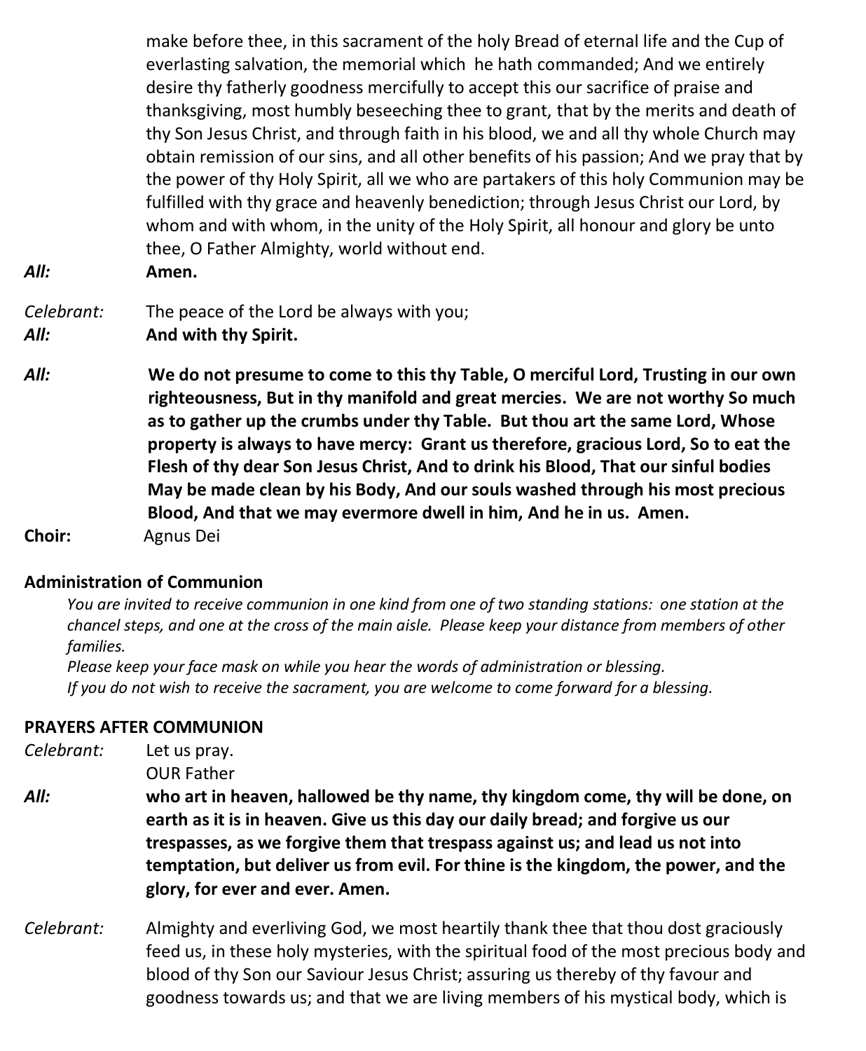make before thee, in this sacrament of the holy Bread of eternal life and the Cup of everlasting salvation, the memorial which he hath commanded; And we entirely desire thy fatherly goodness mercifully to accept this our sacrifice of praise and thanksgiving, most humbly beseeching thee to grant, that by the merits and death of thy Son Jesus Christ, and through faith in his blood, we and all thy whole Church may obtain remission of our sins, and all other benefits of his passion; And we pray that by the power of thy Holy Spirit, all we who are partakers of this holy Communion may be fulfilled with thy grace and heavenly benediction; through Jesus Christ our Lord, by whom and with whom, in the unity of the Holy Spirit, all honour and glory be unto thee, O Father Almighty, world without end.

*All:* **Amen.**

*Celebrant:* The peace of the Lord be always with you;

*All:* **And with thy Spirit.**

*All:* **We do not presume to come to this thy Table, O merciful Lord, Trusting in our own righteousness, But in thy manifold and great mercies. We are not worthy So much as to gather up the crumbs under thy Table. But thou art the same Lord, Whose property is always to have mercy: Grant us therefore, gracious Lord, So to eat the Flesh of thy dear Son Jesus Christ, And to drink his Blood, That our sinful bodies May be made clean by his Body, And our souls washed through his most precious Blood, And that we may evermore dwell in him, And he in us. Amen.**

**Choir:** Agnus Dei

**Administration of Communion**

*You are invited to receive communion in one kind from one of two standing stations: one station at the chancel steps, and one at the cross of the main aisle. Please keep your distance from members of other families.*

*Please keep your face mask on while you hear the words of administration or blessing.*

*If you do not wish to receive the sacrament, you are welcome to come forward for a blessing.*

**PRAYERS AFTER COMMUNION**

*Celebrant:* Let us pray.
OUR Father

*All:* **who art in heaven, hallowed be thy name, thy kingdom come, thy will be done, on earth as it is in heaven. Give us this day our daily bread; and forgive us our trespasses, as we forgive them that trespass against us; and lead us not into temptation, but deliver us from evil. For thine is the kingdom, the power, and the glory, for ever and ever. Amen.**

*Celebrant:* Almighty and everliving God, we most heartily thank thee that thou dost graciously feed us, in these holy mysteries, with the spiritual food of the most precious body and blood of thy Son our Saviour Jesus Christ; assuring us thereby of thy favour and goodness towards us; and that we are living members of his mystical body, which is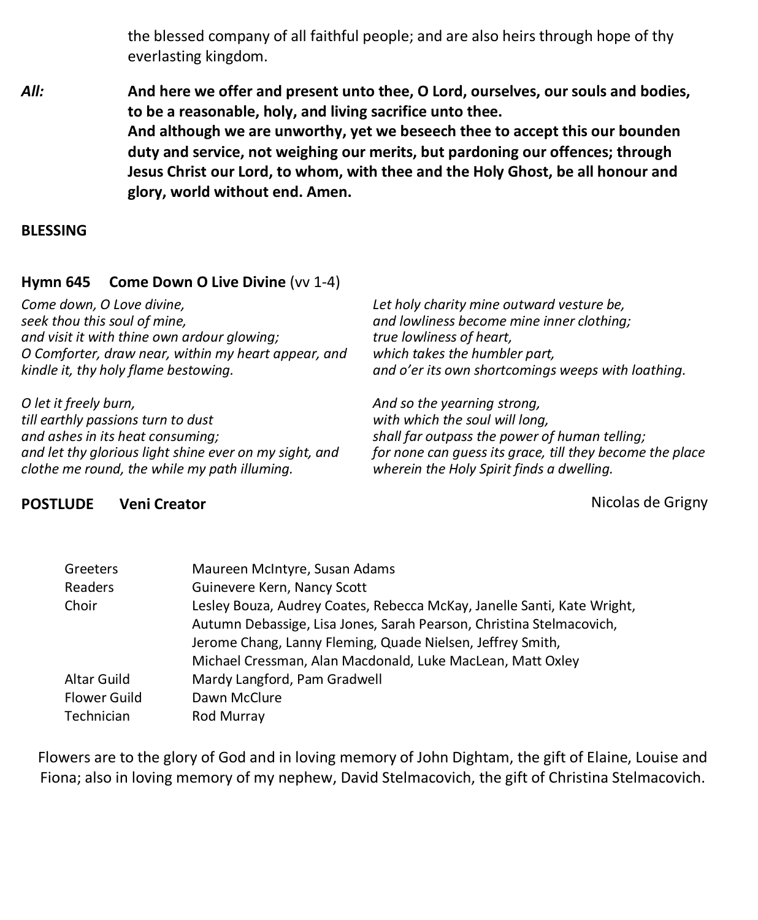the blessed company of all faithful people; and are also heirs through hope of thy everlasting kingdom.

*All:* **And here we offer and present unto thee, O Lord, ourselves, our souls and bodies, to be a reasonable, holy, and living sacrifice unto thee.**
**And although we are unworthy, yet we beseech thee to accept this our bounden duty and service, not weighing our merits, but pardoning our offences; through Jesus Christ our Lord, to whom, with thee and the Holy Ghost, be all honour and glory, world without end. Amen.**

**BLESSING**

**Hymn 645 Come Down O Live Divine** (vv 1-4)

*Come down, O Love divine,*
*seek thou this soul of mine,*
*and visit it with thine own ardour glowing;*
*O Comforter, draw near, within my heart appear, and kindle it, thy holy flame bestowing.*

*O let it freely burn,*
*till earthly passions turn to dust*
*and ashes in its heat consuming;*
*and let thy glorious light shine ever on my sight, and clothe me round, the while my path illuming.*

*Let holy charity mine outward vesture be,*
*and lowliness become mine inner clothing;*
*true lowliness of heart,*
*which takes the humbler part,*
*and o'er its own shortcomings weeps with loathing.*

*And so the yearning strong,*
*with which the soul will long,*
*shall far outpass the power of human telling;*
*for none can guess its grace, till they become the place*
*wherein the Holy Spirit finds a dwelling.*

**POSTLUDE Veni Creator** Nicolas de Grigny

| | |
|---|---|
| Greeters | Maureen McIntyre, Susan Adams |
| Readers | Guinevere Kern, Nancy Scott |
| Choir | Lesley Bouza, Audrey Coates, Rebecca McKay, Janelle Santi, Kate Wright, Autumn Debassige, Lisa Jones, Sarah Pearson, Christina Stelmacovich, Jerome Chang, Lanny Fleming, Quade Nielsen, Jeffrey Smith, Michael Cressman, Alan Macdonald, Luke MacLean, Matt Oxley |
| Altar Guild | Mardy Langford, Pam Gradwell |
| Flower Guild | Dawn McClure |
| Technician | Rod Murray |

Flowers are to the glory of God and in loving memory of John Dightam, the gift of Elaine, Louise and Fiona; also in loving memory of my nephew, David Stelmacovich, the gift of Christina Stelmacovich.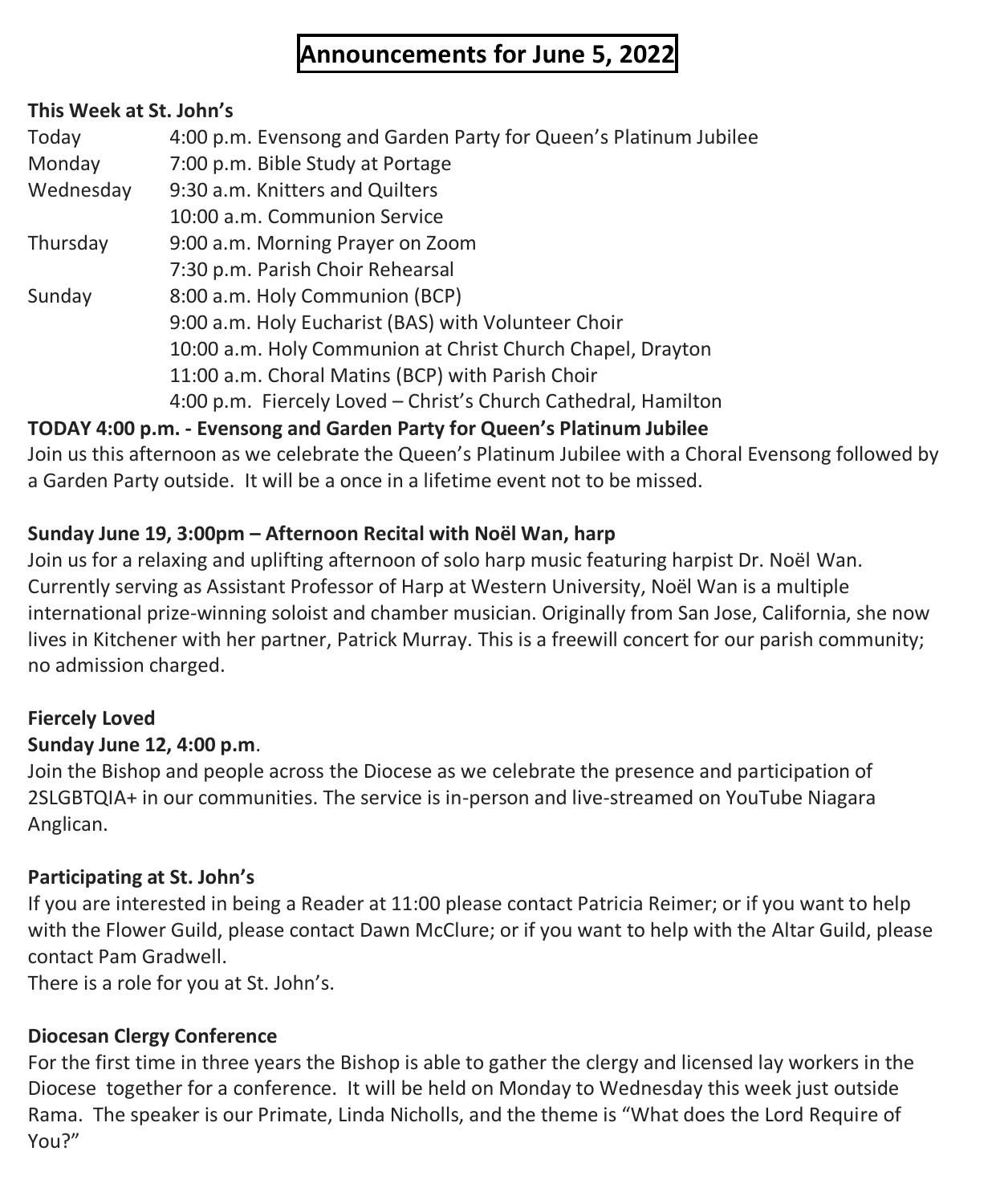# Announcements for June 5, 2022

**This Week at St. John's**

| | |
|---|---|
| Today | 4:00 p.m. Evensong and Garden Party for Queen's Platinum Jubilee |
| Monday | 7:00 p.m. Bible Study at Portage |
| Wednesday | 9:30 a.m. Knitters and Quilters |
| | 10:00 a.m. Communion Service |
| Thursday | 9:00 a.m. Morning Prayer on Zoom |
| | 7:30 p.m. Parish Choir Rehearsal |
| Sunday | 8:00 a.m. Holy Communion (BCP) |
| | 9:00 a.m. Holy Eucharist (BAS) with Volunteer Choir |
| | 10:00 a.m. Holy Communion at Christ Church Chapel, Drayton |
| | 11:00 a.m. Choral Matins (BCP) with Parish Choir |
| | 4:00 p.m. Fiercely Loved – Christ's Church Cathedral, Hamilton |

**TODAY 4:00 p.m. - Evensong and Garden Party for Queen's Platinum Jubilee**

Join us this afternoon as we celebrate the Queen's Platinum Jubilee with a Choral Evensong followed by a Garden Party outside. It will be a once in a lifetime event not to be missed.

**Sunday June 19, 3:00pm – Afternoon Recital with Noël Wan, harp**

Join us for a relaxing and uplifting afternoon of solo harp music featuring harpist Dr. Noël Wan. Currently serving as Assistant Professor of Harp at Western University, Noël Wan is a multiple international prize-winning soloist and chamber musician. Originally from San Jose, California, she now lives in Kitchener with her partner, Patrick Murray. This is a freewill concert for our parish community; no admission charged.

**Fiercely Loved**

**Sunday June 12, 4:00 p.m**.

Join the Bishop and people across the Diocese as we celebrate the presence and participation of 2SLGBTQIA+ in our communities. The service is in-person and live-streamed on YouTube Niagara Anglican.

**Participating at St. John's**

If you are interested in being a Reader at 11:00 please contact Patricia Reimer; or if you want to help with the Flower Guild, please contact Dawn McClure; or if you want to help with the Altar Guild, please contact Pam Gradwell.

There is a role for you at St. John's.

**Diocesan Clergy Conference**

For the first time in three years the Bishop is able to gather the clergy and licensed lay workers in the Diocese together for a conference. It will be held on Monday to Wednesday this week just outside Rama. The speaker is our Primate, Linda Nicholls, and the theme is "What does the Lord Require of You?"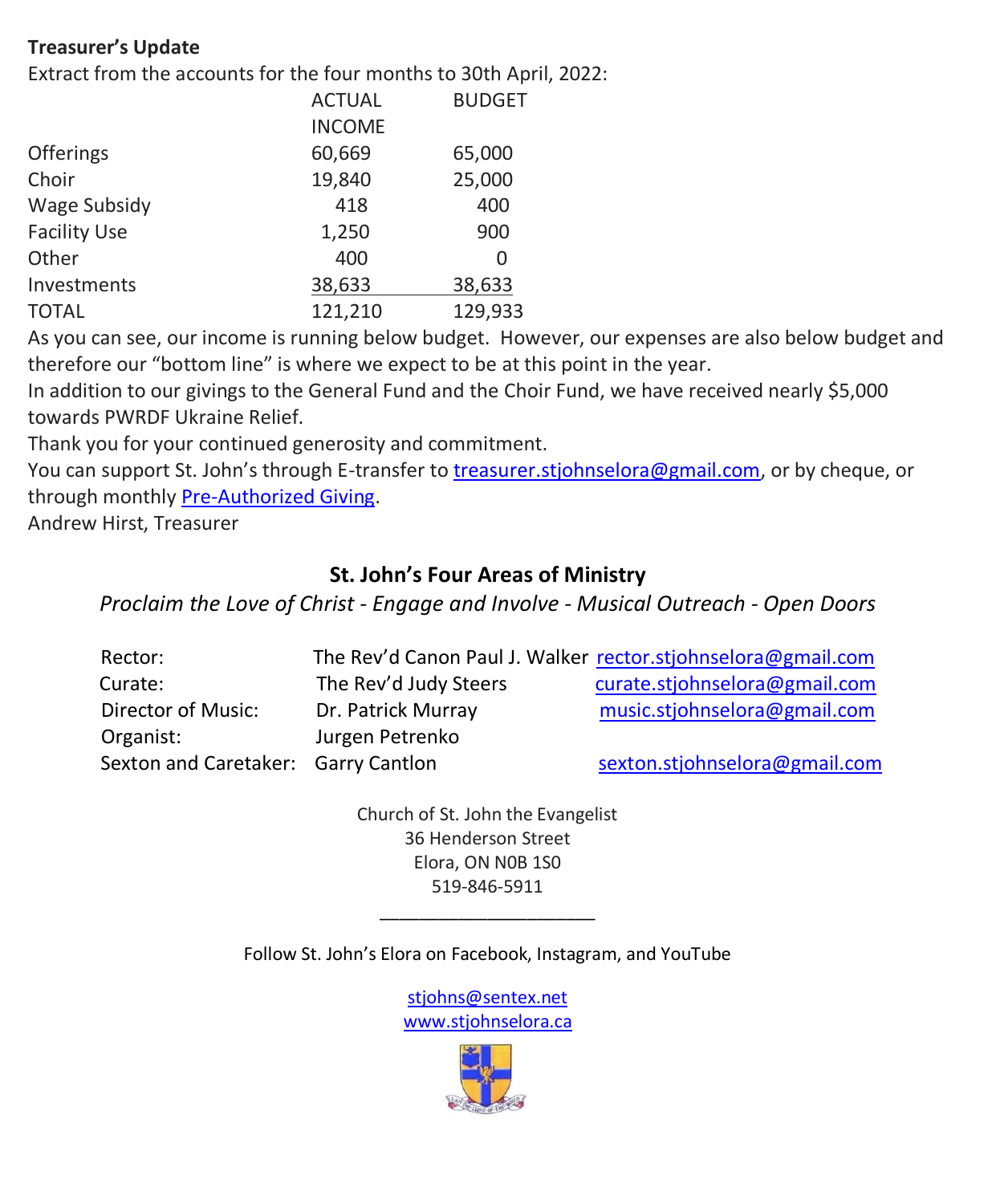**Treasurer's Update**

Extract from the accounts for the four months to 30th April, 2022:

| | ACTUAL INCOME | BUDGET |
|---|---|---|
| Offerings | 60,669 | 65,000 |
| Choir | 19,840 | 25,000 |
| Wage Subsidy | 418 | 400 |
| Facility Use | 1,250 | 900 |
| Other | 400 | 0 |
| Investments | 38,633 | 38,633 |
| TOTAL | 121,210 | 129,933 |

As you can see, our income is running below budget. However, our expenses are also below budget and therefore our "bottom line" is where we expect to be at this point in the year.

In addition to our givings to the General Fund and the Choir Fund, we have received nearly $5,000 towards PWRDF Ukraine Relief.

Thank you for your continued generosity and commitment.

You can support St. John's through E-transfer to treasurer.stjohnselora@gmail.com, or by cheque, or through monthly Pre-Authorized Giving.

Andrew Hirst, Treasurer

## St. John's Four Areas of Ministry

*Proclaim the Love of Christ - Engage and Involve - Musical Outreach - Open Doors*

| | | |
|---|---|---|
| Rector: | The Rev'd Canon Paul J. Walker | rector.stjohnselora@gmail.com |
| Curate: | The Rev'd Judy Steers | curate.stjohnselora@gmail.com |
| Director of Music: | Dr. Patrick Murray | music.stjohnselora@gmail.com |
| Organist: | Jurgen Petrenko | |
| Sexton and Caretaker: | Garry Cantlon | sexton.stjohnselora@gmail.com |

Church of St. John the Evangelist
36 Henderson Street
Elora, ON N0B 1S0
519-846-5911

---

Follow St. John's Elora on Facebook, Instagram, and YouTube

stjohns@sentex.net
www.stjohnselora.ca